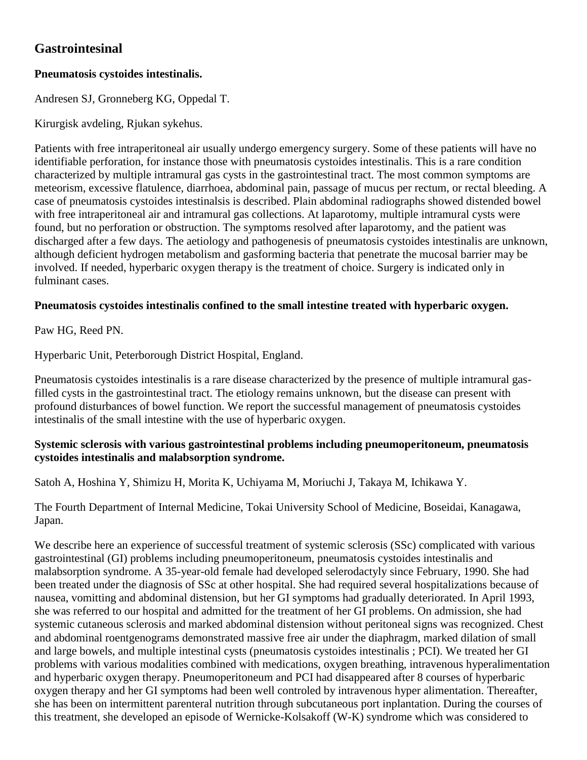## Gastrointesinal

### Pneumatosis cystoides intestinalis.

Andresen SJ, Gronneberg KG, Oppedal T.

Kirurgisk avdeling, Rjukan sykehus.

Patients with free intraperitoneal air usually undergo emergency surgery. Some of these patients will have no identifiable perforation, for instance those with pneumatosis cystoides intestinalis. This is a rare condition characterized by multiple intramural gas cysts in the gastrointestinal tract. The most common symptoms are meteorism, excessive flatulence, diarrhoea, abdominal pain, passage of mucus per rectum, or rectal bleeding. A case of pneumatosis cystoides intestinalsis is described. Plain abdominal radiographs showed distended bowel with free intraperitoneal air and intramural gas collections. At laparotomy, multiple intramural cysts were found, but no perforation or obstruction. The symptoms resolved after laparotomy, and the patient was discharged after a few days. The aetiology and pathogenesis of pneumatosis cystoides intestinalis are unknown, although deficient hydrogen metabolism and gasforming bacteria that penetrate the mucosal barrier may be involved. If needed, hyperbaric oxygen therapy is the treatment of choice. Surgery is indicated only in fulminant cases.

### Pneumatosis cystoides intestinalis confined to the small intestine treated with hyperbaric oxygen.

Paw HG, Reed PN.

Hyperbaric Unit, Peterborough District Hospital, England.

Pneumatosis cystoides intestinalis is a rare disease characterized by the presence of multiple intramural gas-filled cysts in the gastrointestinal tract. The etiology remains unknown, but the disease can present with profound disturbances of bowel function. We report the successful management of pneumatosis cystoides intestinalis of the small intestine with the use of hyperbaric oxygen.

### Systemic sclerosis with various gastrointestinal problems including pneumoperitoneum, pneumatosis cystoides intestinalis and malabsorption syndrome.

Satoh A, Hoshina Y, Shimizu H, Morita K, Uchiyama M, Moriuchi J, Takaya M, Ichikawa Y.

The Fourth Department of Internal Medicine, Tokai University School of Medicine, Boseidai, Kanagawa, Japan.

We describe here an experience of successful treatment of systemic sclerosis (SSc) complicated with various gastrointestinal (GI) problems including pneumoperitoneum, pneumatosis cystoides intestinalis and malabsorption syndrome. A 35-year-old female had developed selerodactyly since February, 1990. She had been treated under the diagnosis of SSc at other hospital. She had required several hospitalizations because of nausea, vomitting and abdominal distension, but her GI symptoms had gradually deteriorated. In April 1993, she was referred to our hospital and admitted for the treatment of her GI problems. On admission, she had systemic cutaneous sclerosis and marked abdominal distension without peritoneal signs was recognized. Chest and abdominal roentgenograms demonstrated massive free air under the diaphragm, marked dilation of small and large bowels, and multiple intestinal cysts (pneumatosis cystoides intestinalis ; PCI). We treated her GI problems with various modalities combined with medications, oxygen breathing, intravenous hyperalimentation and hyperbaric oxygen therapy. Pneumoperitoneum and PCI had disappeared after 8 courses of hyperbaric oxygen therapy and her GI symptoms had been well controled by intravenous hyper alimentation. Thereafter, she has been on intermittent parenteral nutrition through subcutaneous port inplantation. During the courses of this treatment, she developed an episode of Wernicke-Kolsakoff (W-K) syndrome which was considered to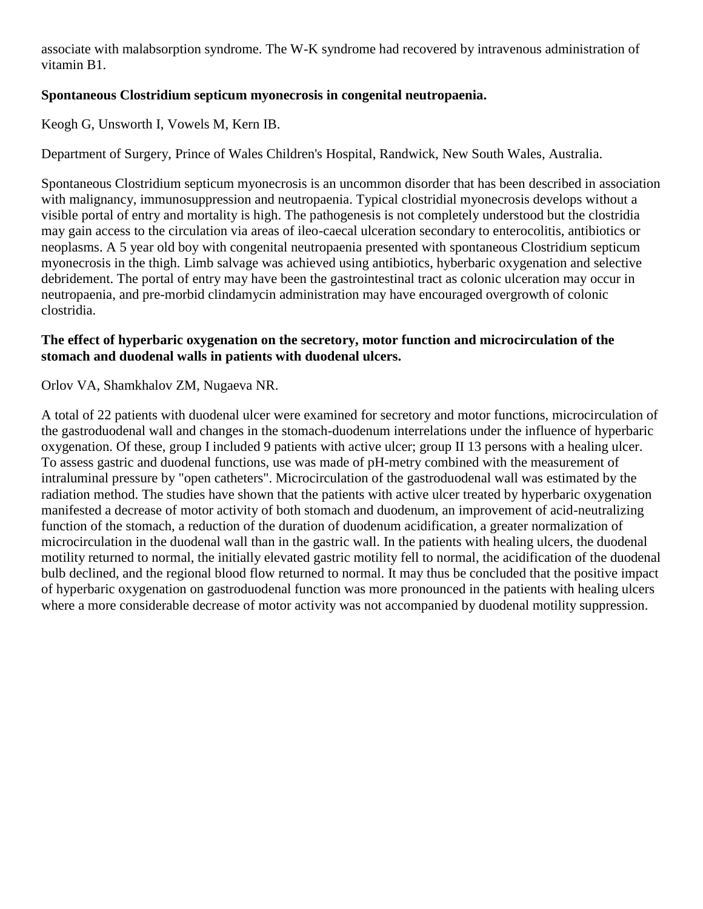associate with malabsorption syndrome. The W-K syndrome had recovered by intravenous administration of vitamin B1.

**Spontaneous Clostridium septicum myonecrosis in congenital neutropaenia.**

Keogh G, Unsworth I, Vowels M, Kern IB.

Department of Surgery, Prince of Wales Children's Hospital, Randwick, New South Wales, Australia.

Spontaneous Clostridium septicum myonecrosis is an uncommon disorder that has been described in association with malignancy, immunosuppression and neutropaenia. Typical clostridial myonecrosis develops without a visible portal of entry and mortality is high. The pathogenesis is not completely understood but the clostridia may gain access to the circulation via areas of ileo-caecal ulceration secondary to enterocolitis, antibiotics or neoplasms. A 5 year old boy with congenital neutropaenia presented with spontaneous Clostridium septicum myonecrosis in the thigh. Limb salvage was achieved using antibiotics, hyberbaric oxygenation and selective debridement. The portal of entry may have been the gastrointestinal tract as colonic ulceration may occur in neutropaenia, and pre-morbid clindamycin administration may have encouraged overgrowth of colonic clostridia.

**The effect of hyperbaric oxygenation on the secretory, motor function and microcirculation of the stomach and duodenal walls in patients with duodenal ulcers.**

Orlov VA, Shamkhalov ZM, Nugaeva NR.

A total of 22 patients with duodenal ulcer were examined for secretory and motor functions, microcirculation of the gastroduodenal wall and changes in the stomach-duodenum interrelations under the influence of hyperbaric oxygenation. Of these, group I included 9 patients with active ulcer; group II 13 persons with a healing ulcer. To assess gastric and duodenal functions, use was made of pH-metry combined with the measurement of intraluminal pressure by "open catheters". Microcirculation of the gastroduodenal wall was estimated by the radiation method. The studies have shown that the patients with active ulcer treated by hyperbaric oxygenation manifested a decrease of motor activity of both stomach and duodenum, an improvement of acid-neutralizing function of the stomach, a reduction of the duration of duodenum acidification, a greater normalization of microcirculation in the duodenal wall than in the gastric wall. In the patients with healing ulcers, the duodenal motility returned to normal, the initially elevated gastric motility fell to normal, the acidification of the duodenal bulb declined, and the regional blood flow returned to normal. It may thus be concluded that the positive impact of hyperbaric oxygenation on gastroduodenal function was more pronounced in the patients with healing ulcers where a more considerable decrease of motor activity was not accompanied by duodenal motility suppression.